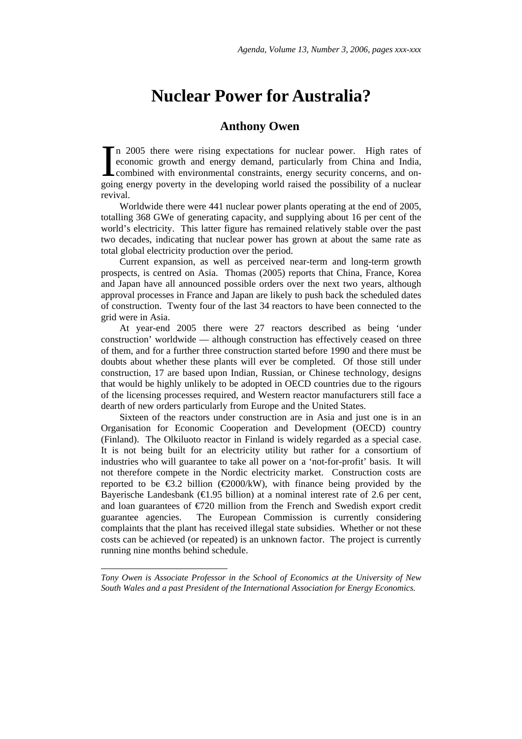# Nuclear Power for Australia?

## Anthony Owen

In 2005 there were rising expectations for nuclear power. High rates of economic growth and energy demand, particularly from China and India, combined with environmental constraints, energy security concerns, and on-going energy poverty in the developing world raised the possibility of a nuclear revival.

Worldwide there were 441 nuclear power plants operating at the end of 2005, totalling 368 GWe of generating capacity, and supplying about 16 per cent of the world's electricity. This latter figure has remained relatively stable over the past two decades, indicating that nuclear power has grown at about the same rate as total global electricity production over the period.

Current expansion, as well as perceived near-term and long-term growth prospects, is centred on Asia. Thomas (2005) reports that China, France, Korea and Japan have all announced possible orders over the next two years, although approval processes in France and Japan are likely to push back the scheduled dates of construction. Twenty four of the last 34 reactors to have been connected to the grid were in Asia.

At year-end 2005 there were 27 reactors described as being 'under construction' worldwide — although construction has effectively ceased on three of them, and for a further three construction started before 1990 and there must be doubts about whether these plants will ever be completed. Of those still under construction, 17 are based upon Indian, Russian, or Chinese technology, designs that would be highly unlikely to be adopted in OECD countries due to the rigours of the licensing processes required, and Western reactor manufacturers still face a dearth of new orders particularly from Europe and the United States.

Sixteen of the reactors under construction are in Asia and just one is in an Organisation for Economic Cooperation and Development (OECD) country (Finland). The Olkiluoto reactor in Finland is widely regarded as a special case. It is not being built for an electricity utility but rather for a consortium of industries who will guarantee to take all power on a 'not-for-profit' basis. It will not therefore compete in the Nordic electricity market. Construction costs are reported to be €3.2 billion (€2000/kW), with finance being provided by the Bayerische Landesbank (€1.95 billion) at a nominal interest rate of 2.6 per cent, and loan guarantees of €720 million from the French and Swedish export credit guarantee agencies. The European Commission is currently considering complaints that the plant has received illegal state subsidies. Whether or not these costs can be achieved (or repeated) is an unknown factor. The project is currently running nine months behind schedule.

---

*Tony Owen is Associate Professor in the School of Economics at the University of New South Wales and a past President of the International Association for Energy Economics.*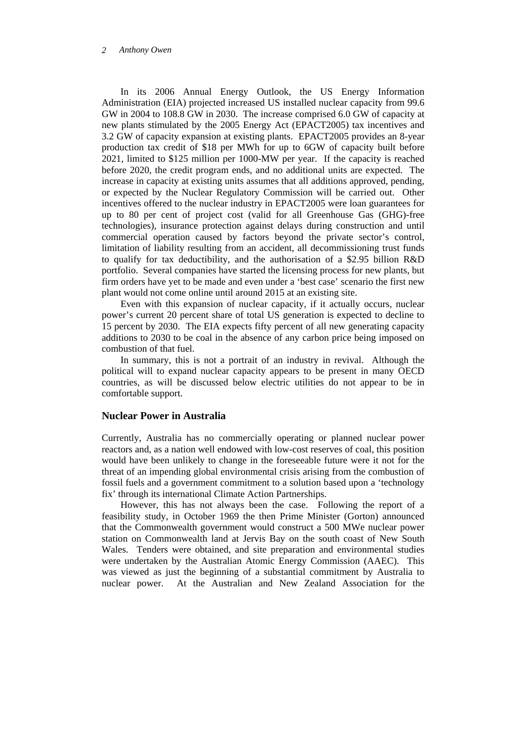In its 2006 Annual Energy Outlook, the US Energy Information Administration (EIA) projected increased US installed nuclear capacity from 99.6 GW in 2004 to 108.8 GW in 2030. The increase comprised 6.0 GW of capacity at new plants stimulated by the 2005 Energy Act (EPACT2005) tax incentives and 3.2 GW of capacity expansion at existing plants. EPACT2005 provides an 8-year production tax credit of $18 per MWh for up to 6GW of capacity built before 2021, limited to $125 million per 1000-MW per year. If the capacity is reached before 2020, the credit program ends, and no additional units are expected. The increase in capacity at existing units assumes that all additions approved, pending, or expected by the Nuclear Regulatory Commission will be carried out. Other incentives offered to the nuclear industry in EPACT2005 were loan guarantees for up to 80 per cent of project cost (valid for all Greenhouse Gas (GHG)-free technologies), insurance protection against delays during construction and until commercial operation caused by factors beyond the private sector's control, limitation of liability resulting from an accident, all decommissioning trust funds to qualify for tax deductibility, and the authorisation of a $2.95 billion R&D portfolio. Several companies have started the licensing process for new plants, but firm orders have yet to be made and even under a 'best case' scenario the first new plant would not come online until around 2015 at an existing site.

Even with this expansion of nuclear capacity, if it actually occurs, nuclear power's current 20 percent share of total US generation is expected to decline to 15 percent by 2030. The EIA expects fifty percent of all new generating capacity additions to 2030 to be coal in the absence of any carbon price being imposed on combustion of that fuel.

In summary, this is not a portrait of an industry in revival. Although the political will to expand nuclear capacity appears to be present in many OECD countries, as will be discussed below electric utilities do not appear to be in comfortable support.

## Nuclear Power in Australia

Currently, Australia has no commercially operating or planned nuclear power reactors and, as a nation well endowed with low-cost reserves of coal, this position would have been unlikely to change in the foreseeable future were it not for the threat of an impending global environmental crisis arising from the combustion of fossil fuels and a government commitment to a solution based upon a 'technology fix' through its international Climate Action Partnerships.

However, this has not always been the case. Following the report of a feasibility study, in October 1969 the then Prime Minister (Gorton) announced that the Commonwealth government would construct a 500 MWe nuclear power station on Commonwealth land at Jervis Bay on the south coast of New South Wales. Tenders were obtained, and site preparation and environmental studies were undertaken by the Australian Atomic Energy Commission (AAEC). This was viewed as just the beginning of a substantial commitment by Australia to nuclear power. At the Australian and New Zealand Association for the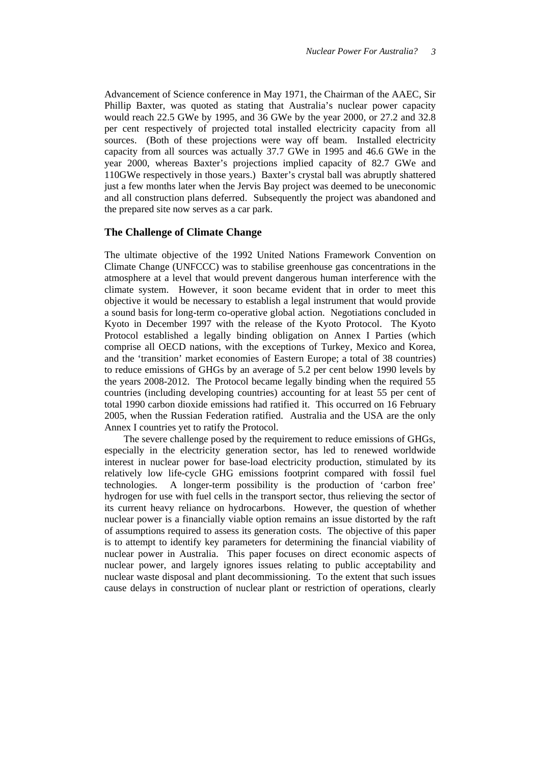Advancement of Science conference in May 1971, the Chairman of the AAEC, Sir Phillip Baxter, was quoted as stating that Australia's nuclear power capacity would reach 22.5 GWe by 1995, and 36 GWe by the year 2000, or 27.2 and 32.8 per cent respectively of projected total installed electricity capacity from all sources. (Both of these projections were way off beam. Installed electricity capacity from all sources was actually 37.7 GWe in 1995 and 46.6 GWe in the year 2000, whereas Baxter's projections implied capacity of 82.7 GWe and 110GWe respectively in those years.) Baxter's crystal ball was abruptly shattered just a few months later when the Jervis Bay project was deemed to be uneconomic and all construction plans deferred. Subsequently the project was abandoned and the prepared site now serves as a car park.

## The Challenge of Climate Change

The ultimate objective of the 1992 United Nations Framework Convention on Climate Change (UNFCCC) was to stabilise greenhouse gas concentrations in the atmosphere at a level that would prevent dangerous human interference with the climate system. However, it soon became evident that in order to meet this objective it would be necessary to establish a legal instrument that would provide a sound basis for long-term co-operative global action. Negotiations concluded in Kyoto in December 1997 with the release of the Kyoto Protocol. The Kyoto Protocol established a legally binding obligation on Annex I Parties (which comprise all OECD nations, with the exceptions of Turkey, Mexico and Korea, and the 'transition' market economies of Eastern Europe; a total of 38 countries) to reduce emissions of GHGs by an average of 5.2 per cent below 1990 levels by the years 2008-2012. The Protocol became legally binding when the required 55 countries (including developing countries) accounting for at least 55 per cent of total 1990 carbon dioxide emissions had ratified it. This occurred on 16 February 2005, when the Russian Federation ratified. Australia and the USA are the only Annex I countries yet to ratify the Protocol.

The severe challenge posed by the requirement to reduce emissions of GHGs, especially in the electricity generation sector, has led to renewed worldwide interest in nuclear power for base-load electricity production, stimulated by its relatively low life-cycle GHG emissions footprint compared with fossil fuel technologies. A longer-term possibility is the production of 'carbon free' hydrogen for use with fuel cells in the transport sector, thus relieving the sector of its current heavy reliance on hydrocarbons. However, the question of whether nuclear power is a financially viable option remains an issue distorted by the raft of assumptions required to assess its generation costs. The objective of this paper is to attempt to identify key parameters for determining the financial viability of nuclear power in Australia. This paper focuses on direct economic aspects of nuclear power, and largely ignores issues relating to public acceptability and nuclear waste disposal and plant decommissioning. To the extent that such issues cause delays in construction of nuclear plant or restriction of operations, clearly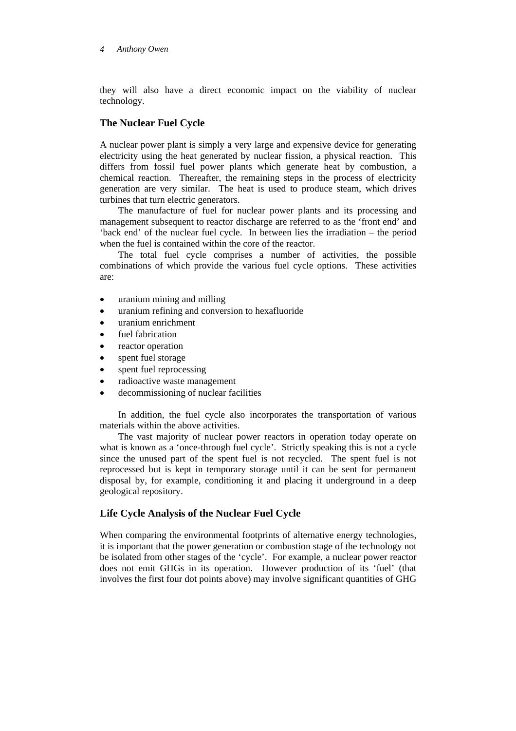they will also have a direct economic impact on the viability of nuclear technology.

## The Nuclear Fuel Cycle

A nuclear power plant is simply a very large and expensive device for generating electricity using the heat generated by nuclear fission, a physical reaction. This differs from fossil fuel power plants which generate heat by combustion, a chemical reaction. Thereafter, the remaining steps in the process of electricity generation are very similar. The heat is used to produce steam, which drives turbines that turn electric generators.

The manufacture of fuel for nuclear power plants and its processing and management subsequent to reactor discharge are referred to as the 'front end' and 'back end' of the nuclear fuel cycle. In between lies the irradiation – the period when the fuel is contained within the core of the reactor.

The total fuel cycle comprises a number of activities, the possible combinations of which provide the various fuel cycle options. These activities are:

- uranium mining and milling
- uranium refining and conversion to hexafluoride
- uranium enrichment
- fuel fabrication
- reactor operation
- spent fuel storage
- spent fuel reprocessing
- radioactive waste management
- decommissioning of nuclear facilities

In addition, the fuel cycle also incorporates the transportation of various materials within the above activities.

The vast majority of nuclear power reactors in operation today operate on what is known as a 'once-through fuel cycle'. Strictly speaking this is not a cycle since the unused part of the spent fuel is not recycled. The spent fuel is not reprocessed but is kept in temporary storage until it can be sent for permanent disposal by, for example, conditioning it and placing it underground in a deep geological repository.

## Life Cycle Analysis of the Nuclear Fuel Cycle

When comparing the environmental footprints of alternative energy technologies, it is important that the power generation or combustion stage of the technology not be isolated from other stages of the 'cycle'. For example, a nuclear power reactor does not emit GHGs in its operation. However production of its 'fuel' (that involves the first four dot points above) may involve significant quantities of GHG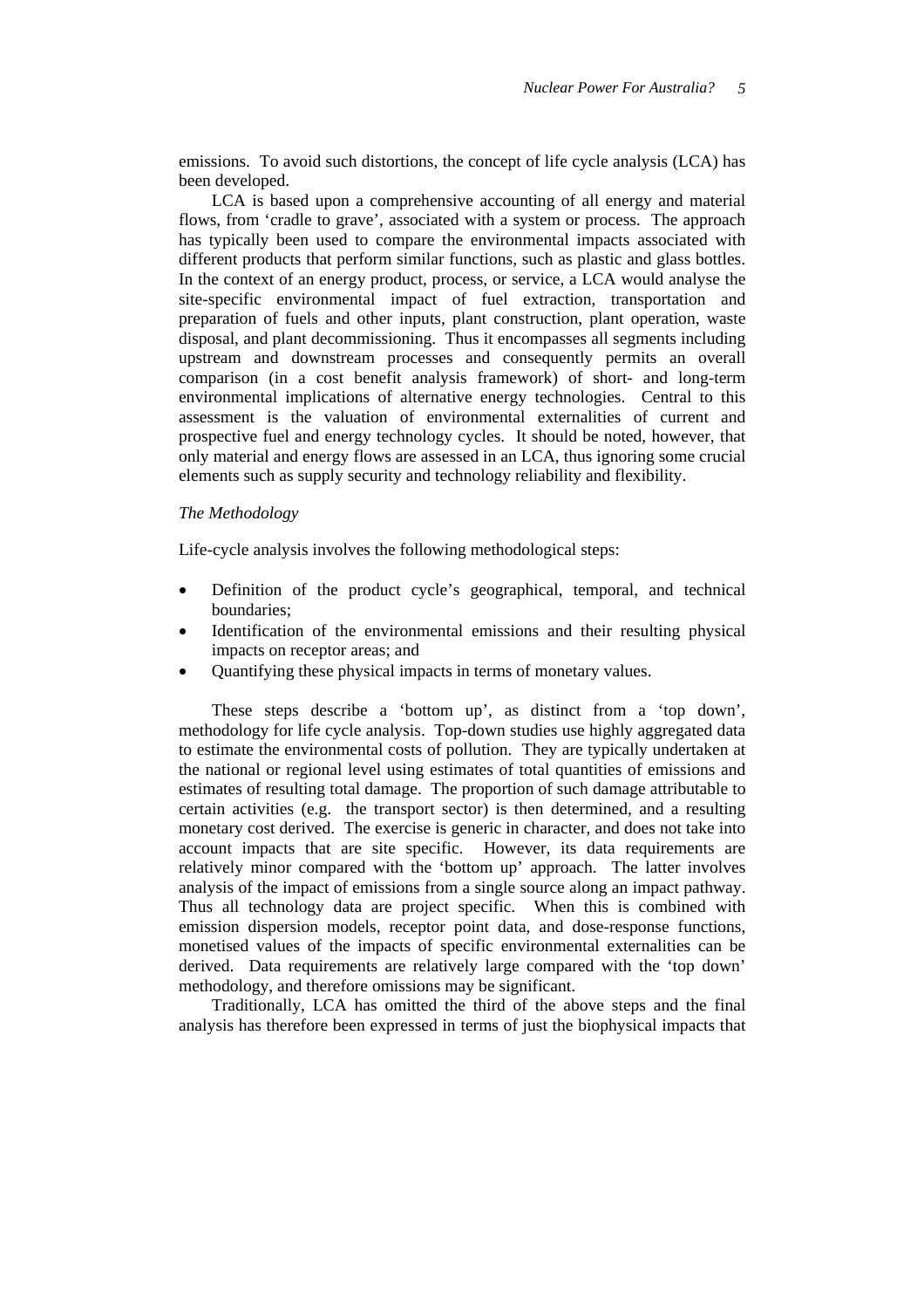emissions. To avoid such distortions, the concept of life cycle analysis (LCA) has been developed.

LCA is based upon a comprehensive accounting of all energy and material flows, from 'cradle to grave', associated with a system or process. The approach has typically been used to compare the environmental impacts associated with different products that perform similar functions, such as plastic and glass bottles. In the context of an energy product, process, or service, a LCA would analyse the site-specific environmental impact of fuel extraction, transportation and preparation of fuels and other inputs, plant construction, plant operation, waste disposal, and plant decommissioning. Thus it encompasses all segments including upstream and downstream processes and consequently permits an overall comparison (in a cost benefit analysis framework) of short- and long-term environmental implications of alternative energy technologies. Central to this assessment is the valuation of environmental externalities of current and prospective fuel and energy technology cycles. It should be noted, however, that only material and energy flows are assessed in an LCA, thus ignoring some crucial elements such as supply security and technology reliability and flexibility.

### *The Methodology*

Life-cycle analysis involves the following methodological steps:

- Definition of the product cycle's geographical, temporal, and technical boundaries;
- Identification of the environmental emissions and their resulting physical impacts on receptor areas; and
- Quantifying these physical impacts in terms of monetary values.

These steps describe a 'bottom up', as distinct from a 'top down', methodology for life cycle analysis. Top-down studies use highly aggregated data to estimate the environmental costs of pollution. They are typically undertaken at the national or regional level using estimates of total quantities of emissions and estimates of resulting total damage. The proportion of such damage attributable to certain activities (e.g. the transport sector) is then determined, and a resulting monetary cost derived. The exercise is generic in character, and does not take into account impacts that are site specific. However, its data requirements are relatively minor compared with the 'bottom up' approach. The latter involves analysis of the impact of emissions from a single source along an impact pathway. Thus all technology data are project specific. When this is combined with emission dispersion models, receptor point data, and dose-response functions, monetised values of the impacts of specific environmental externalities can be derived. Data requirements are relatively large compared with the 'top down' methodology, and therefore omissions may be significant.

Traditionally, LCA has omitted the third of the above steps and the final analysis has therefore been expressed in terms of just the biophysical impacts that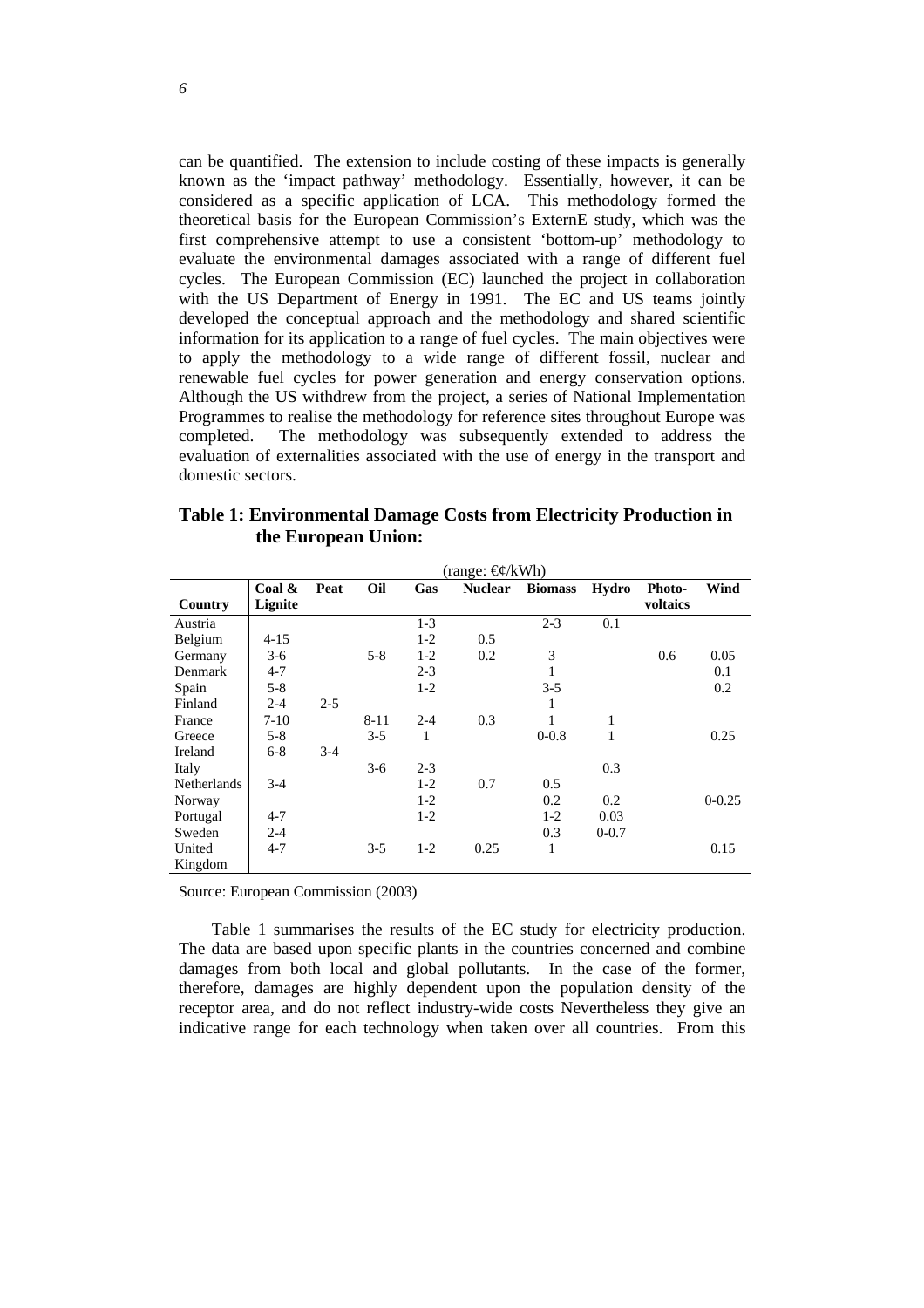can be quantified. The extension to include costing of these impacts is generally known as the 'impact pathway' methodology. Essentially, however, it can be considered as a specific application of LCA. This methodology formed the theoretical basis for the European Commission's ExternE study, which was the first comprehensive attempt to use a consistent 'bottom-up' methodology to evaluate the environmental damages associated with a range of different fuel cycles. The European Commission (EC) launched the project in collaboration with the US Department of Energy in 1991. The EC and US teams jointly developed the conceptual approach and the methodology and shared scientific information for its application to a range of fuel cycles. The main objectives were to apply the methodology to a wide range of different fossil, nuclear and renewable fuel cycles for power generation and energy conservation options. Although the US withdrew from the project, a series of National Implementation Programmes to realise the methodology for reference sites throughout Europe was completed. The methodology was subsequently extended to address the evaluation of externalities associated with the use of energy in the transport and domestic sectors.

**Table 1: Environmental Damage Costs from Electricity Production in the European Union:**

(range: €¢/kWh)

| Country | Coal & Lignite | Peat | Oil | Gas | Nuclear | Biomass | Hydro | Photo-voltaics | Wind |
|---|---|---|---|---|---|---|---|---|---|
| Austria | | | | 1-3 | | 2-3 | 0.1 | | |
| Belgium | 4-15 | | | 1-2 | 0.5 | | | | |
| Germany | 3-6 | | 5-8 | 1-2 | 0.2 | 3 | | 0.6 | 0.05 |
| Denmark | 4-7 | | | 2-3 | | 1 | | | 0.1 |
| Spain | 5-8 | | | 1-2 | | 3-5 | | | 0.2 |
| Finland | 2-4 | 2-5 | | | | 1 | | | |
| France | 7-10 | | 8-11 | 2-4 | 0.3 | 1 | 1 | | |
| Greece | 5-8 | | 3-5 | 1 | | 0-0.8 | 1 | | 0.25 |
| Ireland | 6-8 | 3-4 | | | | | | | |
| Italy | | | 3-6 | 2-3 | | | 0.3 | | |
| Netherlands | 3-4 | | | 1-2 | 0.7 | 0.5 | | | |
| Norway | | | | 1-2 | | 0.2 | 0.2 | | 0-0.25 |
| Portugal | 4-7 | | | 1-2 | | 1-2 | 0.03 | | |
| Sweden | 2-4 | | | | | 0.3 | 0-0.7 | | |
| United Kingdom | 4-7 | | 3-5 | 1-2 | 0.25 | 1 | | | 0.15 |

Source: European Commission (2003)

Table 1 summarises the results of the EC study for electricity production. The data are based upon specific plants in the countries concerned and combine damages from both local and global pollutants. In the case of the former, therefore, damages are highly dependent upon the population density of the receptor area, and do not reflect industry-wide costs Nevertheless they give an indicative range for each technology when taken over all countries. From this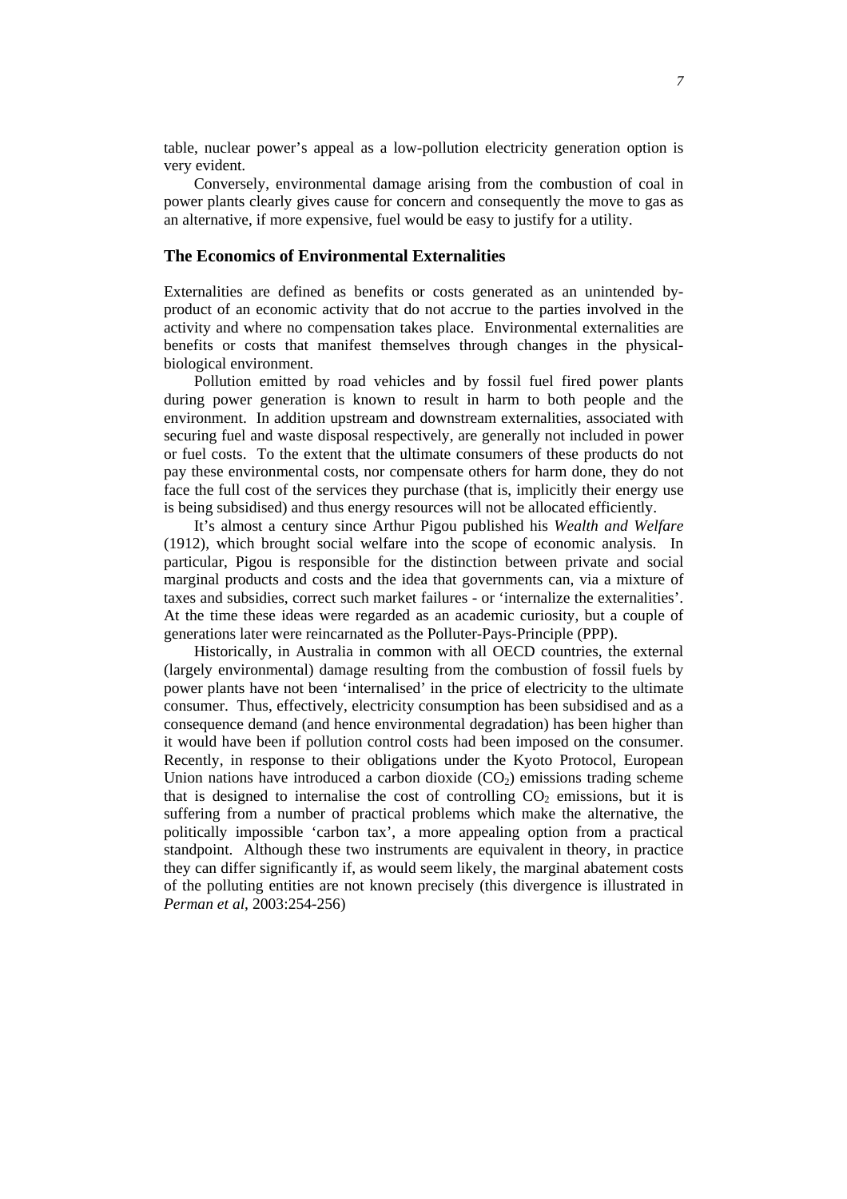table, nuclear power's appeal as a low-pollution electricity generation option is very evident.

Conversely, environmental damage arising from the combustion of coal in power plants clearly gives cause for concern and consequently the move to gas as an alternative, if more expensive, fuel would be easy to justify for a utility.

## The Economics of Environmental Externalities

Externalities are defined as benefits or costs generated as an unintended by-product of an economic activity that do not accrue to the parties involved in the activity and where no compensation takes place. Environmental externalities are benefits or costs that manifest themselves through changes in the physical-biological environment.

Pollution emitted by road vehicles and by fossil fuel fired power plants during power generation is known to result in harm to both people and the environment. In addition upstream and downstream externalities, associated with securing fuel and waste disposal respectively, are generally not included in power or fuel costs. To the extent that the ultimate consumers of these products do not pay these environmental costs, nor compensate others for harm done, they do not face the full cost of the services they purchase (that is, implicitly their energy use is being subsidised) and thus energy resources will not be allocated efficiently.

It's almost a century since Arthur Pigou published his *Wealth and Welfare* (1912), which brought social welfare into the scope of economic analysis. In particular, Pigou is responsible for the distinction between private and social marginal products and costs and the idea that governments can, via a mixture of taxes and subsidies, correct such market failures - or 'internalize the externalities'. At the time these ideas were regarded as an academic curiosity, but a couple of generations later were reincarnated as the Polluter-Pays-Principle (PPP).

Historically, in Australia in common with all OECD countries, the external (largely environmental) damage resulting from the combustion of fossil fuels by power plants have not been 'internalised' in the price of electricity to the ultimate consumer. Thus, effectively, electricity consumption has been subsidised and as a consequence demand (and hence environmental degradation) has been higher than it would have been if pollution control costs had been imposed on the consumer. Recently, in response to their obligations under the Kyoto Protocol, European Union nations have introduced a carbon dioxide ($CO_2$) emissions trading scheme that is designed to internalise the cost of controlling $CO_2$ emissions, but it is suffering from a number of practical problems which make the alternative, the politically impossible 'carbon tax', a more appealing option from a practical standpoint. Although these two instruments are equivalent in theory, in practice they can differ significantly if, as would seem likely, the marginal abatement costs of the polluting entities are not known precisely (this divergence is illustrated in *Perman et al*, 2003:254-256)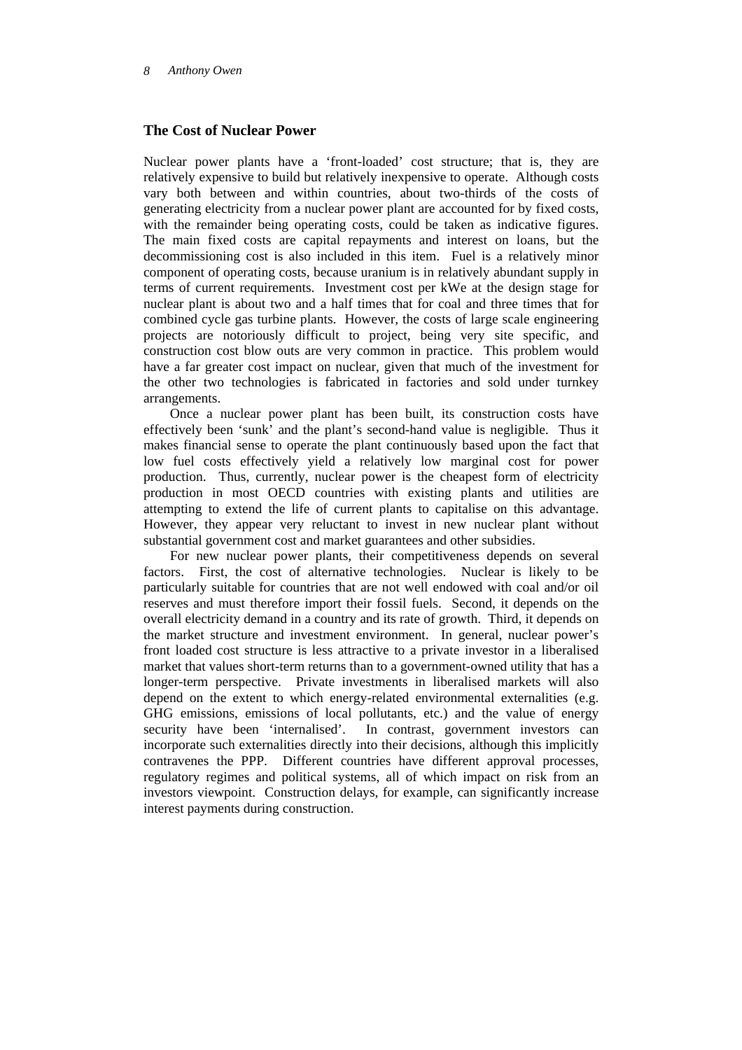## The Cost of Nuclear Power

Nuclear power plants have a 'front-loaded' cost structure; that is, they are relatively expensive to build but relatively inexpensive to operate. Although costs vary both between and within countries, about two-thirds of the costs of generating electricity from a nuclear power plant are accounted for by fixed costs, with the remainder being operating costs, could be taken as indicative figures. The main fixed costs are capital repayments and interest on loans, but the decommissioning cost is also included in this item. Fuel is a relatively minor component of operating costs, because uranium is in relatively abundant supply in terms of current requirements. Investment cost per kWe at the design stage for nuclear plant is about two and a half times that for coal and three times that for combined cycle gas turbine plants. However, the costs of large scale engineering projects are notoriously difficult to project, being very site specific, and construction cost blow outs are very common in practice. This problem would have a far greater cost impact on nuclear, given that much of the investment for the other two technologies is fabricated in factories and sold under turnkey arrangements.

Once a nuclear power plant has been built, its construction costs have effectively been 'sunk' and the plant's second-hand value is negligible. Thus it makes financial sense to operate the plant continuously based upon the fact that low fuel costs effectively yield a relatively low marginal cost for power production. Thus, currently, nuclear power is the cheapest form of electricity production in most OECD countries with existing plants and utilities are attempting to extend the life of current plants to capitalise on this advantage. However, they appear very reluctant to invest in new nuclear plant without substantial government cost and market guarantees and other subsidies.

For new nuclear power plants, their competitiveness depends on several factors. First, the cost of alternative technologies. Nuclear is likely to be particularly suitable for countries that are not well endowed with coal and/or oil reserves and must therefore import their fossil fuels. Second, it depends on the overall electricity demand in a country and its rate of growth. Third, it depends on the market structure and investment environment. In general, nuclear power's front loaded cost structure is less attractive to a private investor in a liberalised market that values short-term returns than to a government-owned utility that has a longer-term perspective. Private investments in liberalised markets will also depend on the extent to which energy-related environmental externalities (e.g. GHG emissions, emissions of local pollutants, etc.) and the value of energy security have been 'internalised'. In contrast, government investors can incorporate such externalities directly into their decisions, although this implicitly contravenes the PPP. Different countries have different approval processes, regulatory regimes and political systems, all of which impact on risk from an investors viewpoint. Construction delays, for example, can significantly increase interest payments during construction.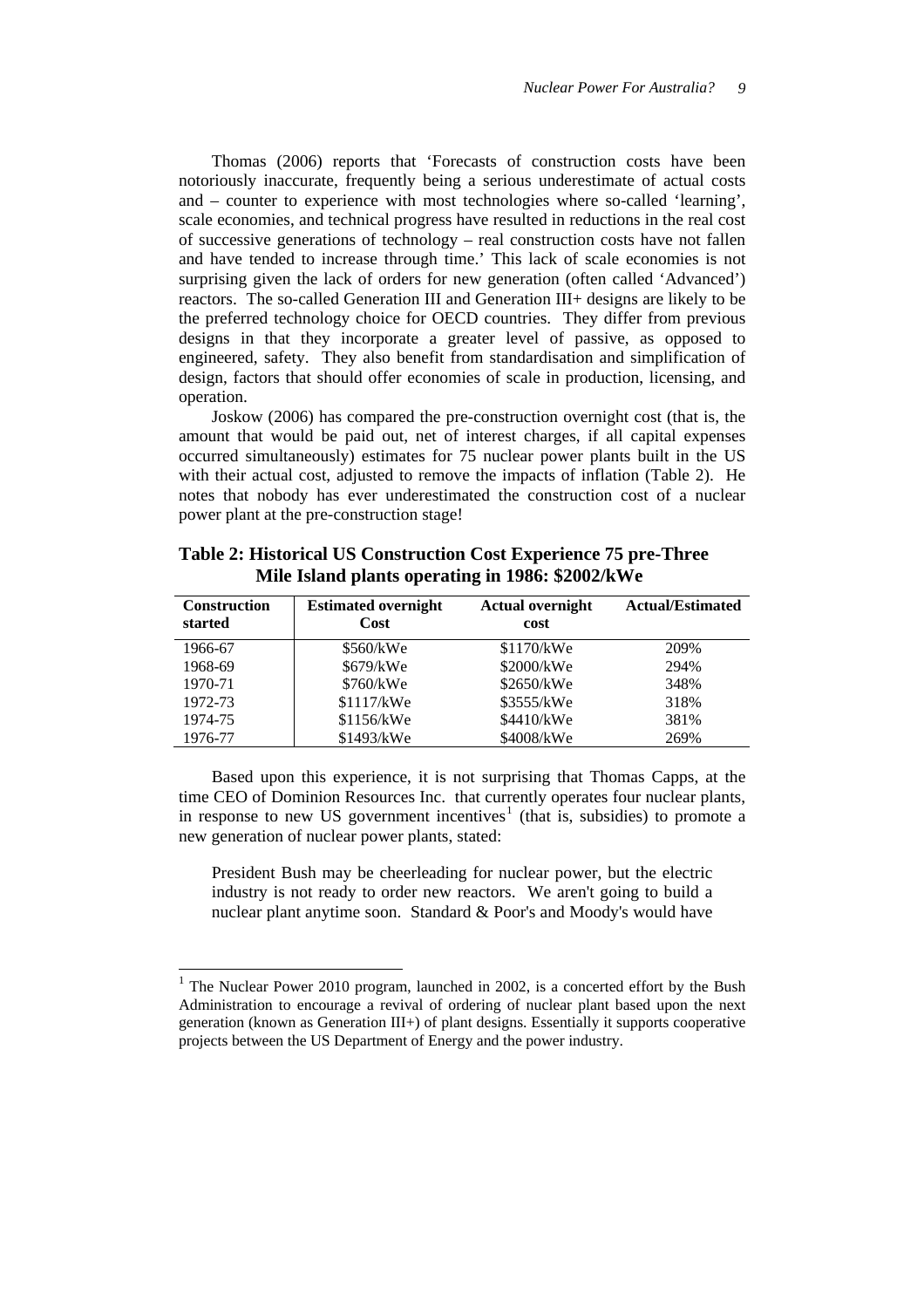Thomas (2006) reports that 'Forecasts of construction costs have been notoriously inaccurate, frequently being a serious underestimate of actual costs and – counter to experience with most technologies where so-called 'learning', scale economies, and technical progress have resulted in reductions in the real cost of successive generations of technology – real construction costs have not fallen and have tended to increase through time.' This lack of scale economies is not surprising given the lack of orders for new generation (often called 'Advanced') reactors. The so-called Generation III and Generation III+ designs are likely to be the preferred technology choice for OECD countries. They differ from previous designs in that they incorporate a greater level of passive, as opposed to engineered, safety. They also benefit from standardisation and simplification of design, factors that should offer economies of scale in production, licensing, and operation.

Joskow (2006) has compared the pre-construction overnight cost (that is, the amount that would be paid out, net of interest charges, if all capital expenses occurred simultaneously) estimates for 75 nuclear power plants built in the US with their actual cost, adjusted to remove the impacts of inflation (Table 2). He notes that nobody has ever underestimated the construction cost of a nuclear power plant at the pre-construction stage!

**Table 2: Historical US Construction Cost Experience 75 pre-Three Mile Island plants operating in 1986: $2002/kWe**

| Construction started | Estimated overnight Cost | Actual overnight cost | Actual/Estimated |
|---|---|---|---|
| 1966-67 | $560/kWe | $1170/kWe | 209% |
| 1968-69 | $679/kWe | $2000/kWe | 294% |
| 1970-71 | $760/kWe | $2650/kWe | 348% |
| 1972-73 | $1117/kWe | $3555/kWe | 318% |
| 1974-75 | $1156/kWe | $4410/kWe | 381% |
| 1976-77 | $1493/kWe | $4008/kWe | 269% |

Based upon this experience, it is not surprising that Thomas Capps, at the time CEO of Dominion Resources Inc. that currently operates four nuclear plants, in response to new US government incentives[1] (that is, subsidies) to promote a new generation of nuclear power plants, stated:

> President Bush may be cheerleading for nuclear power, but the electric industry is not ready to order new reactors. We aren't going to build a nuclear plant anytime soon. Standard & Poor's and Moody's would have

[1] The Nuclear Power 2010 program, launched in 2002, is a concerted effort by the Bush Administration to encourage a revival of ordering of nuclear plant based upon the next generation (known as Generation III+) of plant designs. Essentially it supports cooperative projects between the US Department of Energy and the power industry.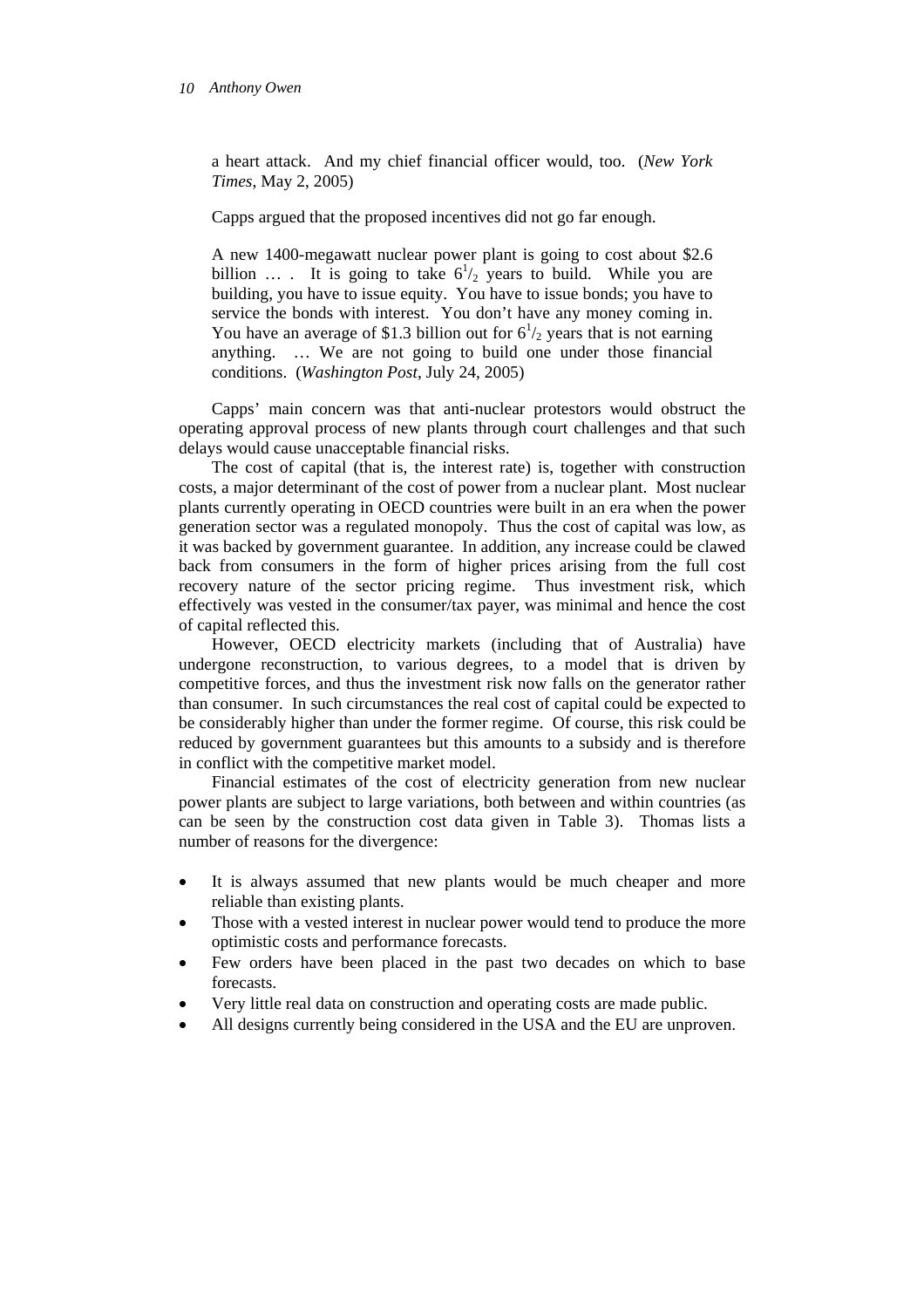> a heart attack. And my chief financial officer would, too. (*New York Times*, May 2, 2005)

Capps argued that the proposed incentives did not go far enough.

> A new 1400-megawatt nuclear power plant is going to cost about \$2.6 billion … . It is going to take $6^1/_2$ years to build. While you are building, you have to issue equity. You have to issue bonds; you have to service the bonds with interest. You don't have any money coming in. You have an average of \$1.3 billion out for $6^1/_2$ years that is not earning anything. … We are not going to build one under those financial conditions. (*Washington Post*, July 24, 2005)

Capps' main concern was that anti-nuclear protestors would obstruct the operating approval process of new plants through court challenges and that such delays would cause unacceptable financial risks.

The cost of capital (that is, the interest rate) is, together with construction costs, a major determinant of the cost of power from a nuclear plant. Most nuclear plants currently operating in OECD countries were built in an era when the power generation sector was a regulated monopoly. Thus the cost of capital was low, as it was backed by government guarantee. In addition, any increase could be clawed back from consumers in the form of higher prices arising from the full cost recovery nature of the sector pricing regime. Thus investment risk, which effectively was vested in the consumer/tax payer, was minimal and hence the cost of capital reflected this.

However, OECD electricity markets (including that of Australia) have undergone reconstruction, to various degrees, to a model that is driven by competitive forces, and thus the investment risk now falls on the generator rather than consumer. In such circumstances the real cost of capital could be expected to be considerably higher than under the former regime. Of course, this risk could be reduced by government guarantees but this amounts to a subsidy and is therefore in conflict with the competitive market model.

Financial estimates of the cost of electricity generation from new nuclear power plants are subject to large variations, both between and within countries (as can be seen by the construction cost data given in Table 3). Thomas lists a number of reasons for the divergence:

- It is always assumed that new plants would be much cheaper and more reliable than existing plants.
- Those with a vested interest in nuclear power would tend to produce the more optimistic costs and performance forecasts.
- Few orders have been placed in the past two decades on which to base forecasts.
- Very little real data on construction and operating costs are made public.
- All designs currently being considered in the USA and the EU are unproven.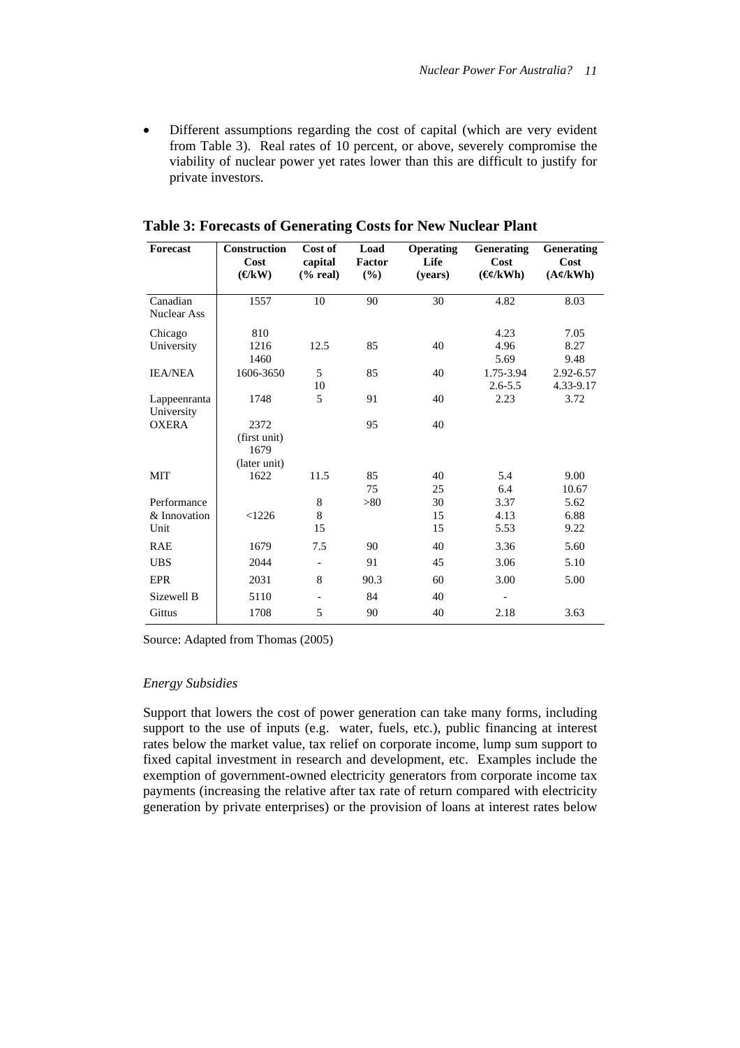- Different assumptions regarding the cost of capital (which are very evident from Table 3). Real rates of 10 percent, or above, severely compromise the viability of nuclear power yet rates lower than this are difficult to justify for private investors.

**Table 3: Forecasts of Generating Costs for New Nuclear Plant**

| Forecast | Construction Cost (€/kW) | Cost of capital (% real) | Load Factor (%) | Operating Life (years) | Generating Cost (€¢/kWh) | Generating Cost (A¢/kWh) |
|---|---|---|---|---|---|---|
| Canadian Nuclear Ass | 1557 | 10 | 90 | 30 | 4.82 | 8.03 |
| Chicago University | 810<br>1216<br>1460 | 12.5 | 85 | 40 | 4.23<br>4.96<br>5.69 | 7.05<br>8.27<br>9.48 |
| IEA/NEA | 1606-3650 | 5<br>10 | 85 | 40 | 1.75-3.94<br>2.6-5.5 | 2.92-6.57<br>4.33-9.17 |
| Lappeenranta University | 1748 | 5 | 91 | 40 | 2.23 | 3.72 |
| OXERA | 2372 (first unit)<br>1679 (later unit) | | 95 | 40 | | |
| MIT | 1622 | 11.5 | 85<br>75 | 40<br>25 | 5.4<br>6.4 | 9.00<br>10.67 |
| Performance & Innovation Unit | <1226 | 8<br>8<br>15 | >80 | 30<br>15<br>15 | 3.37<br>4.13<br>5.53 | 5.62<br>6.88<br>9.22 |
| RAE | 1679 | 7.5 | 90 | 40 | 3.36 | 5.60 |
| UBS | 2044 | - | 91 | 45 | 3.06 | 5.10 |
| EPR | 2031 | 8 | 90.3 | 60 | 3.00 | 5.00 |
| Sizewell B | 5110 | - | 84 | 40 | - | |
| Gittus | 1708 | 5 | 90 | 40 | 2.18 | 3.63 |

Source: Adapted from Thomas (2005)

*Energy Subsidies*

Support that lowers the cost of power generation can take many forms, including support to the use of inputs (e.g. water, fuels, etc.), public financing at interest rates below the market value, tax relief on corporate income, lump sum support to fixed capital investment in research and development, etc. Examples include the exemption of government-owned electricity generators from corporate income tax payments (increasing the relative after tax rate of return compared with electricity generation by private enterprises) or the provision of loans at interest rates below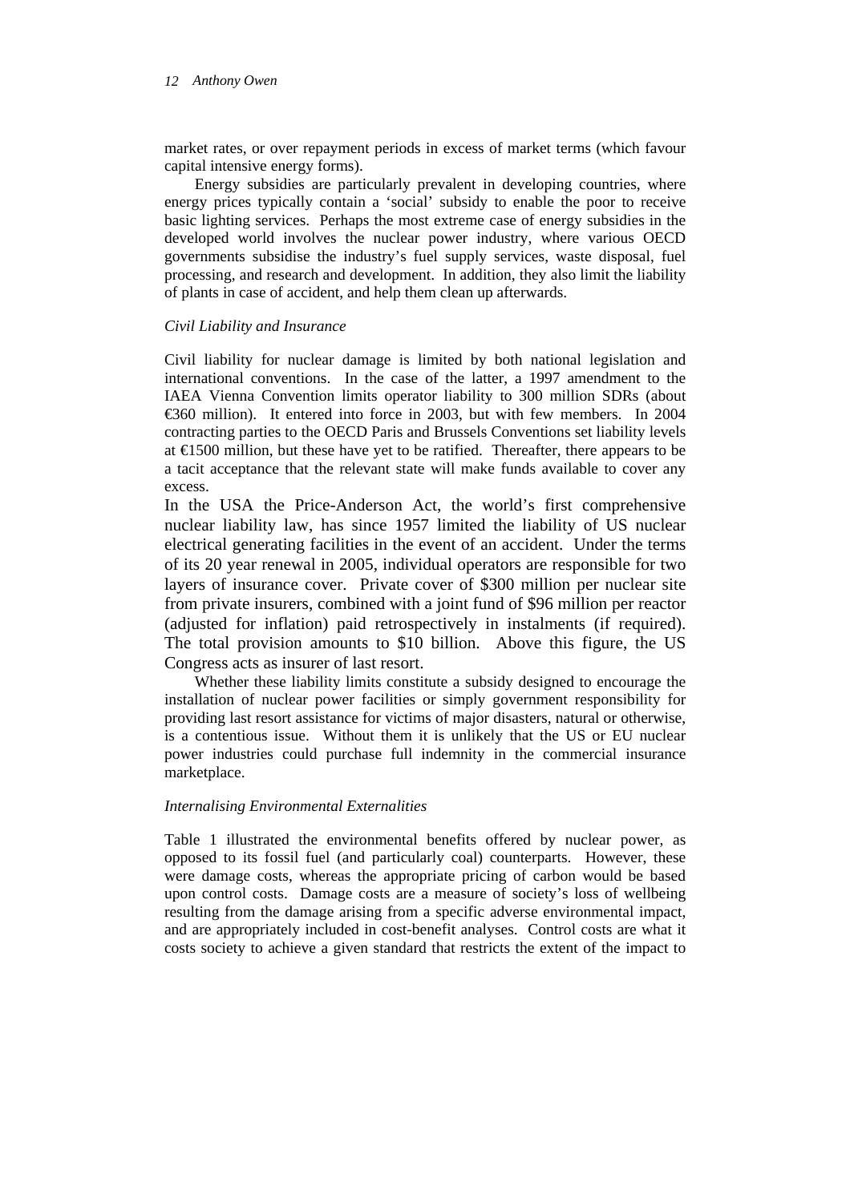market rates, or over repayment periods in excess of market terms (which favour capital intensive energy forms).

Energy subsidies are particularly prevalent in developing countries, where energy prices typically contain a 'social' subsidy to enable the poor to receive basic lighting services. Perhaps the most extreme case of energy subsidies in the developed world involves the nuclear power industry, where various OECD governments subsidise the industry's fuel supply services, waste disposal, fuel processing, and research and development. In addition, they also limit the liability of plants in case of accident, and help them clean up afterwards.

*Civil Liability and Insurance*

Civil liability for nuclear damage is limited by both national legislation and international conventions. In the case of the latter, a 1997 amendment to the IAEA Vienna Convention limits operator liability to 300 million SDRs (about €360 million). It entered into force in 2003, but with few members. In 2004 contracting parties to the OECD Paris and Brussels Conventions set liability levels at €1500 million, but these have yet to be ratified. Thereafter, there appears to be a tacit acceptance that the relevant state will make funds available to cover any excess.

In the USA the Price-Anderson Act, the world's first comprehensive nuclear liability law, has since 1957 limited the liability of US nuclear electrical generating facilities in the event of an accident. Under the terms of its 20 year renewal in 2005, individual operators are responsible for two layers of insurance cover. Private cover of $300 million per nuclear site from private insurers, combined with a joint fund of $96 million per reactor (adjusted for inflation) paid retrospectively in instalments (if required). The total provision amounts to $10 billion. Above this figure, the US Congress acts as insurer of last resort.

Whether these liability limits constitute a subsidy designed to encourage the installation of nuclear power facilities or simply government responsibility for providing last resort assistance for victims of major disasters, natural or otherwise, is a contentious issue. Without them it is unlikely that the US or EU nuclear power industries could purchase full indemnity in the commercial insurance marketplace.

*Internalising Environmental Externalities*

Table 1 illustrated the environmental benefits offered by nuclear power, as opposed to its fossil fuel (and particularly coal) counterparts. However, these were damage costs, whereas the appropriate pricing of carbon would be based upon control costs. Damage costs are a measure of society's loss of wellbeing resulting from the damage arising from a specific adverse environmental impact, and are appropriately included in cost-benefit analyses. Control costs are what it costs society to achieve a given standard that restricts the extent of the impact to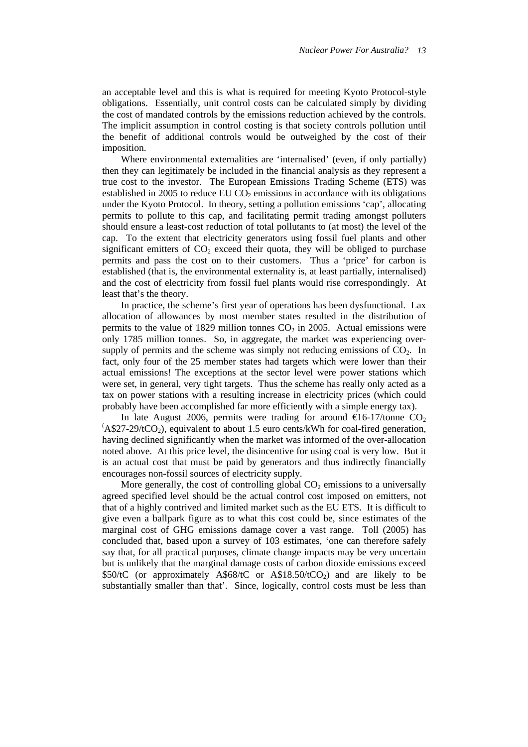an acceptable level and this is what is required for meeting Kyoto Protocol-style obligations. Essentially, unit control costs can be calculated simply by dividing the cost of mandated controls by the emissions reduction achieved by the controls. The implicit assumption in control costing is that society controls pollution until the benefit of additional controls would be outweighed by the cost of their imposition.

Where environmental externalities are 'internalised' (even, if only partially) then they can legitimately be included in the financial analysis as they represent a true cost to the investor. The European Emissions Trading Scheme (ETS) was established in 2005 to reduce EU $CO_2$ emissions in accordance with its obligations under the Kyoto Protocol. In theory, setting a pollution emissions 'cap', allocating permits to pollute to this cap, and facilitating permit trading amongst polluters should ensure a least-cost reduction of total pollutants to (at most) the level of the cap. To the extent that electricity generators using fossil fuel plants and other significant emitters of $CO_2$ exceed their quota, they will be obliged to purchase permits and pass the cost on to their customers. Thus a 'price' for carbon is established (that is, the environmental externality is, at least partially, internalised) and the cost of electricity from fossil fuel plants would rise correspondingly. At least that's the theory.

In practice, the scheme's first year of operations has been dysfunctional. Lax allocation of allowances by most member states resulted in the distribution of permits to the value of 1829 million tonnes $CO_2$ in 2005. Actual emissions were only 1785 million tonnes. So, in aggregate, the market was experiencing over-supply of permits and the scheme was simply not reducing emissions of $CO_2$. In fact, only four of the 25 member states had targets which were lower than their actual emissions! The exceptions at the sector level were power stations which were set, in general, very tight targets. Thus the scheme has really only acted as a tax on power stations with a resulting increase in electricity prices (which could probably have been accomplished far more efficiently with a simple energy tax).

In late August 2006, permits were trading for around €16-17/tonne $CO_2$ (A\$27-29/t$CO_2$), equivalent to about 1.5 euro cents/kWh for coal-fired generation, having declined significantly when the market was informed of the over-allocation noted above. At this price level, the disincentive for using coal is very low. But it is an actual cost that must be paid by generators and thus indirectly financially encourages non-fossil sources of electricity supply.

More generally, the cost of controlling global $CO_2$ emissions to a universally agreed specified level should be the actual control cost imposed on emitters, not that of a highly contrived and limited market such as the EU ETS. It is difficult to give even a ballpark figure as to what this cost could be, since estimates of the marginal cost of GHG emissions damage cover a vast range. Toll (2005) has concluded that, based upon a survey of 103 estimates, 'one can therefore safely say that, for all practical purposes, climate change impacts may be very uncertain but is unlikely that the marginal damage costs of carbon dioxide emissions exceed \$50/tC (or approximately A\$68/tC or A\$18.50/t$CO_2$) and are likely to be substantially smaller than that'. Since, logically, control costs must be less than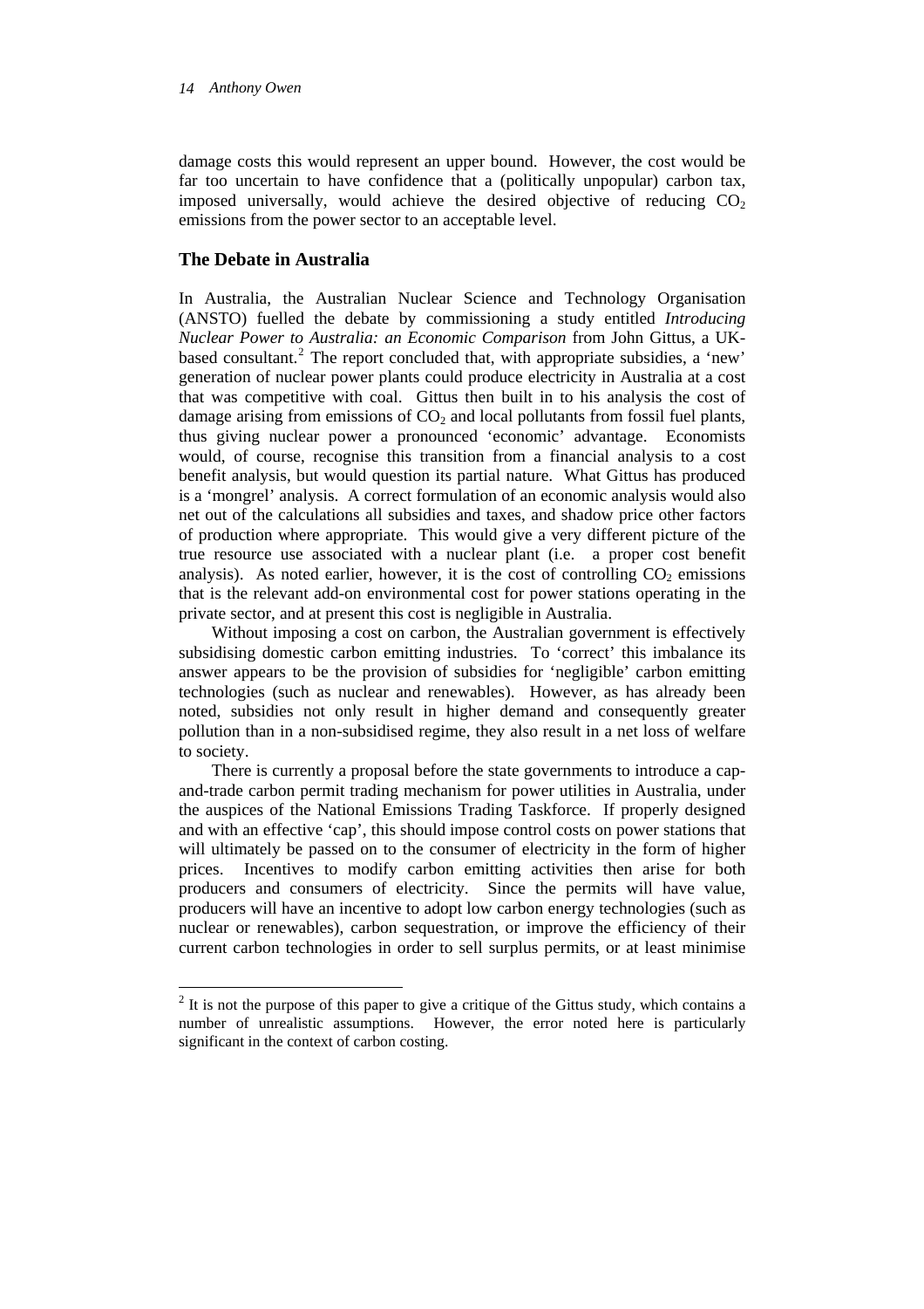damage costs this would represent an upper bound. However, the cost would be far too uncertain to have confidence that a (politically unpopular) carbon tax, imposed universally, would achieve the desired objective of reducing $CO_2$ emissions from the power sector to an acceptable level.

## The Debate in Australia

In Australia, the Australian Nuclear Science and Technology Organisation (ANSTO) fuelled the debate by commissioning a study entitled *Introducing Nuclear Power to Australia: an Economic Comparison* from John Gittus, a UK-based consultant.[2] The report concluded that, with appropriate subsidies, a 'new' generation of nuclear power plants could produce electricity in Australia at a cost that was competitive with coal. Gittus then built in to his analysis the cost of damage arising from emissions of $CO_2$ and local pollutants from fossil fuel plants, thus giving nuclear power a pronounced 'economic' advantage. Economists would, of course, recognise this transition from a financial analysis to a cost benefit analysis, but would question its partial nature. What Gittus has produced is a 'mongrel' analysis. A correct formulation of an economic analysis would also net out of the calculations all subsidies and taxes, and shadow price other factors of production where appropriate. This would give a very different picture of the true resource use associated with a nuclear plant (i.e. a proper cost benefit analysis). As noted earlier, however, it is the cost of controlling $CO_2$ emissions that is the relevant add-on environmental cost for power stations operating in the private sector, and at present this cost is negligible in Australia.

Without imposing a cost on carbon, the Australian government is effectively subsidising domestic carbon emitting industries. To 'correct' this imbalance its answer appears to be the provision of subsidies for 'negligible' carbon emitting technologies (such as nuclear and renewables). However, as has already been noted, subsidies not only result in higher demand and consequently greater pollution than in a non-subsidised regime, they also result in a net loss of welfare to society.

There is currently a proposal before the state governments to introduce a cap-and-trade carbon permit trading mechanism for power utilities in Australia, under the auspices of the National Emissions Trading Taskforce. If properly designed and with an effective 'cap', this should impose control costs on power stations that will ultimately be passed on to the consumer of electricity in the form of higher prices. Incentives to modify carbon emitting activities then arise for both producers and consumers of electricity. Since the permits will have value, producers will have an incentive to adopt low carbon energy technologies (such as nuclear or renewables), carbon sequestration, or improve the efficiency of their current carbon technologies in order to sell surplus permits, or at least minimise

---

[2] It is not the purpose of this paper to give a critique of the Gittus study, which contains a number of unrealistic assumptions. However, the error noted here is particularly significant in the context of carbon costing.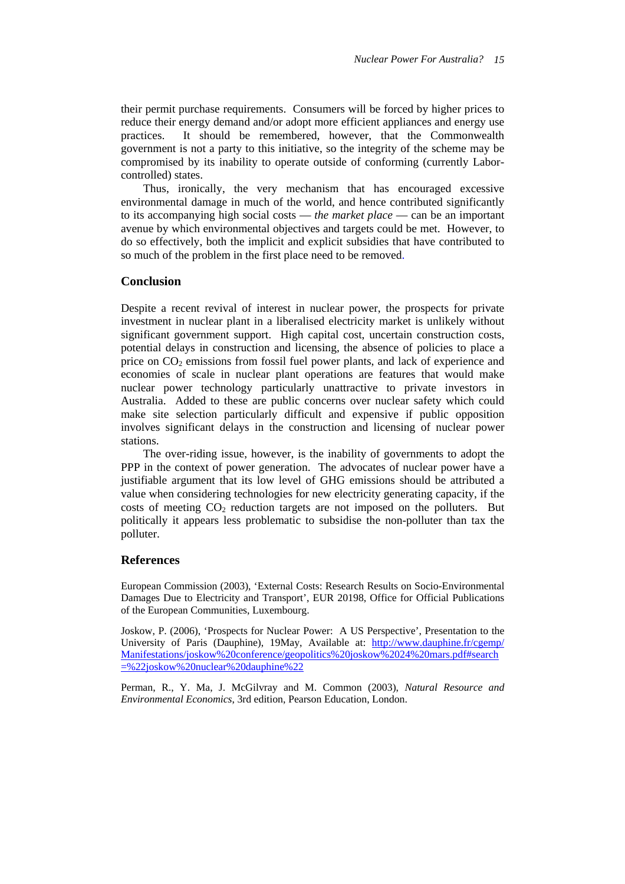their permit purchase requirements. Consumers will be forced by higher prices to reduce their energy demand and/or adopt more efficient appliances and energy use practices. It should be remembered, however, that the Commonwealth government is not a party to this initiative, so the integrity of the scheme may be compromised by its inability to operate outside of conforming (currently Labor-controlled) states.

Thus, ironically, the very mechanism that has encouraged excessive environmental damage in much of the world, and hence contributed significantly to its accompanying high social costs — *the market place* — can be an important avenue by which environmental objectives and targets could be met. However, to do so effectively, both the implicit and explicit subsidies that have contributed to so much of the problem in the first place need to be removed.

## Conclusion

Despite a recent revival of interest in nuclear power, the prospects for private investment in nuclear plant in a liberalised electricity market is unlikely without significant government support. High capital cost, uncertain construction costs, potential delays in construction and licensing, the absence of policies to place a price on $CO_2$ emissions from fossil fuel power plants, and lack of experience and economies of scale in nuclear plant operations are features that would make nuclear power technology particularly unattractive to private investors in Australia. Added to these are public concerns over nuclear safety which could make site selection particularly difficult and expensive if public opposition involves significant delays in the construction and licensing of nuclear power stations.

The over-riding issue, however, is the inability of governments to adopt the PPP in the context of power generation. The advocates of nuclear power have a justifiable argument that its low level of GHG emissions should be attributed a value when considering technologies for new electricity generating capacity, if the costs of meeting $CO_2$ reduction targets are not imposed on the polluters. But politically it appears less problematic to subsidise the non-polluter than tax the polluter.

## References

European Commission (2003), 'External Costs: Research Results on Socio-Environmental Damages Due to Electricity and Transport', EUR 20198, Office for Official Publications of the European Communities, Luxembourg.

Joskow, P. (2006), 'Prospects for Nuclear Power: A US Perspective', Presentation to the University of Paris (Dauphine), 19May, Available at: http://www.dauphine.fr/cgemp/Manifestations/joskow%20conference/geopolitics%20joskow%2024%20mars.pdf#search=%22joskow%20nuclear%20dauphine%22

Perman, R., Y. Ma, J. McGilvray and M. Common (2003), *Natural Resource and Environmental Economics*, 3rd edition, Pearson Education, London.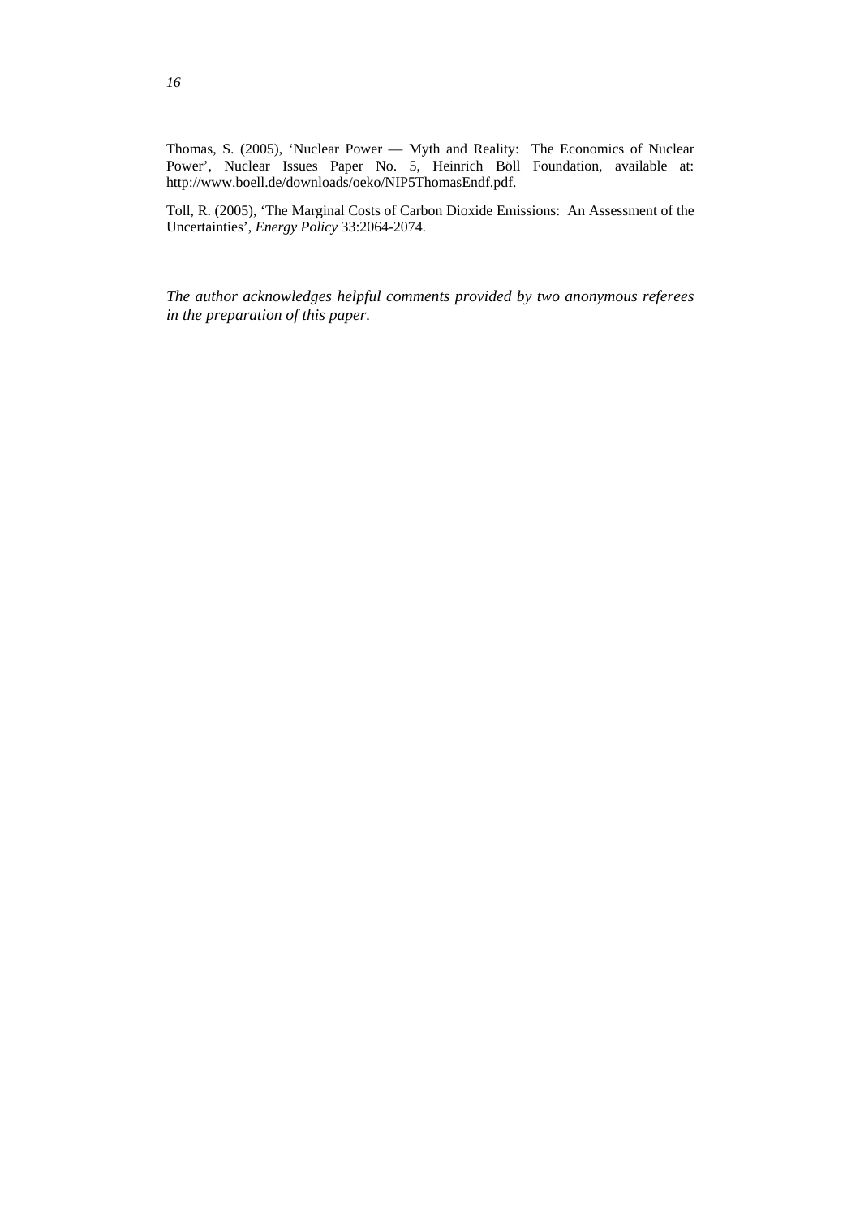Thomas, S. (2005), 'Nuclear Power — Myth and Reality: The Economics of Nuclear Power', Nuclear Issues Paper No. 5, Heinrich Böll Foundation, available at: http://www.boell.de/downloads/oeko/NIP5ThomasEndf.pdf.

Toll, R. (2005), 'The Marginal Costs of Carbon Dioxide Emissions: An Assessment of the Uncertainties', *Energy Policy* 33:2064-2074.

*The author acknowledges helpful comments provided by two anonymous referees in the preparation of this paper.*